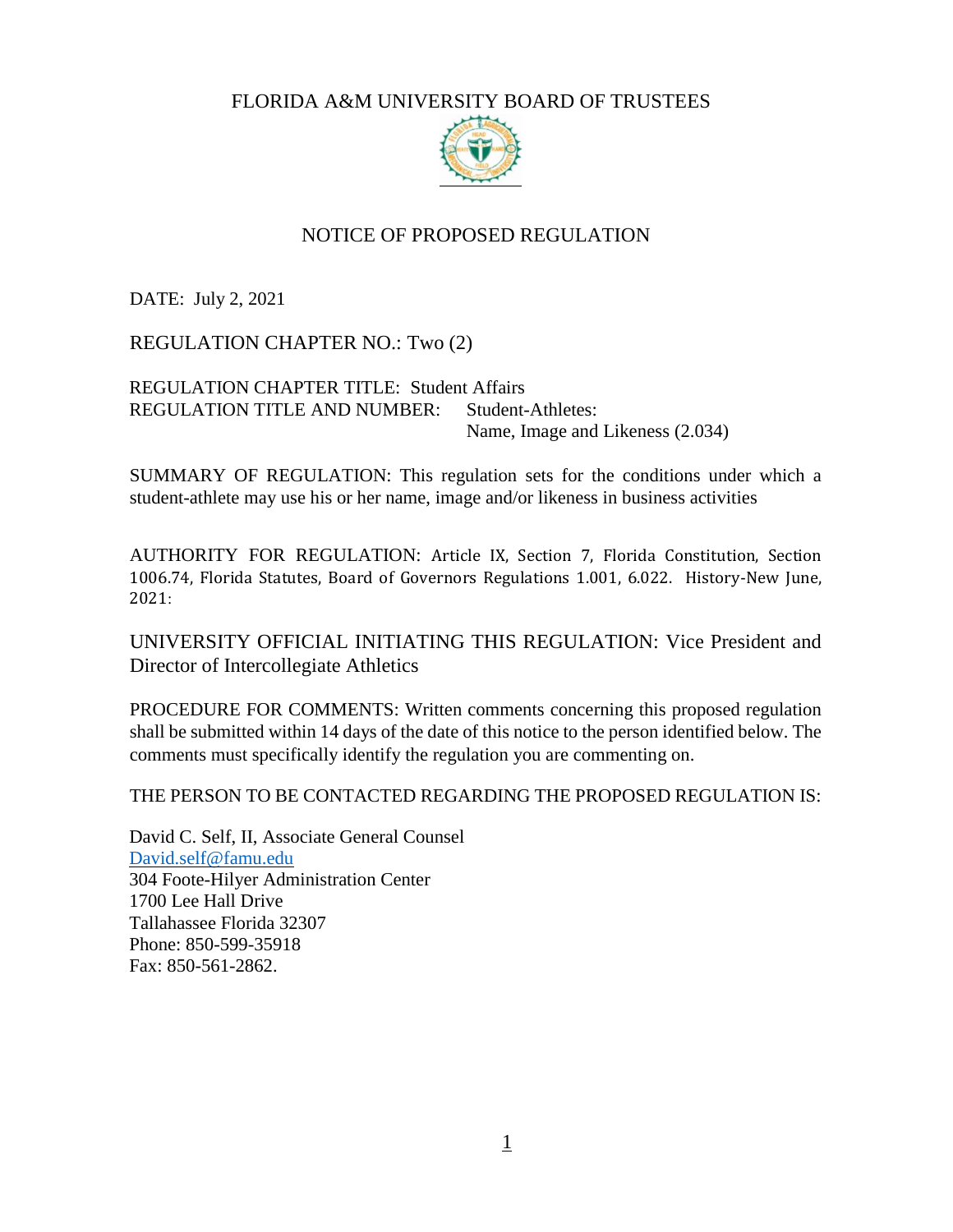# FLORIDA A&M UNIVERSITY BOARD OF TRUSTEES

## NOTICE OF PROPOSED REGULATION

DATE: July 2, 2021

REGULATION CHAPTER NO.: Two (2)

REGULATION CHAPTER TITLE: Student Affairs
REGULATION TITLE AND NUMBER: Student-Athletes: Name, Image and Likeness (2.034)

SUMMARY OF REGULATION: This regulation sets for the conditions under which a student-athlete may use his or her name, image and/or likeness in business activities

AUTHORITY FOR REGULATION: Article IX, Section 7, Florida Constitution, Section 1006.74, Florida Statutes, Board of Governors Regulations 1.001, 6.022. History-New June, 2021:

UNIVERSITY OFFICIAL INITIATING THIS REGULATION: Vice President and Director of Intercollegiate Athletics

PROCEDURE FOR COMMENTS: Written comments concerning this proposed regulation shall be submitted within 14 days of the date of this notice to the person identified below. The comments must specifically identify the regulation you are commenting on.

THE PERSON TO BE CONTACTED REGARDING THE PROPOSED REGULATION IS:

David C. Self, II, Associate General Counsel
David.self@famu.edu
304 Foote-Hilyer Administration Center
1700 Lee Hall Drive
Tallahassee Florida 32307
Phone: 850-599-35918
Fax: 850-561-2862.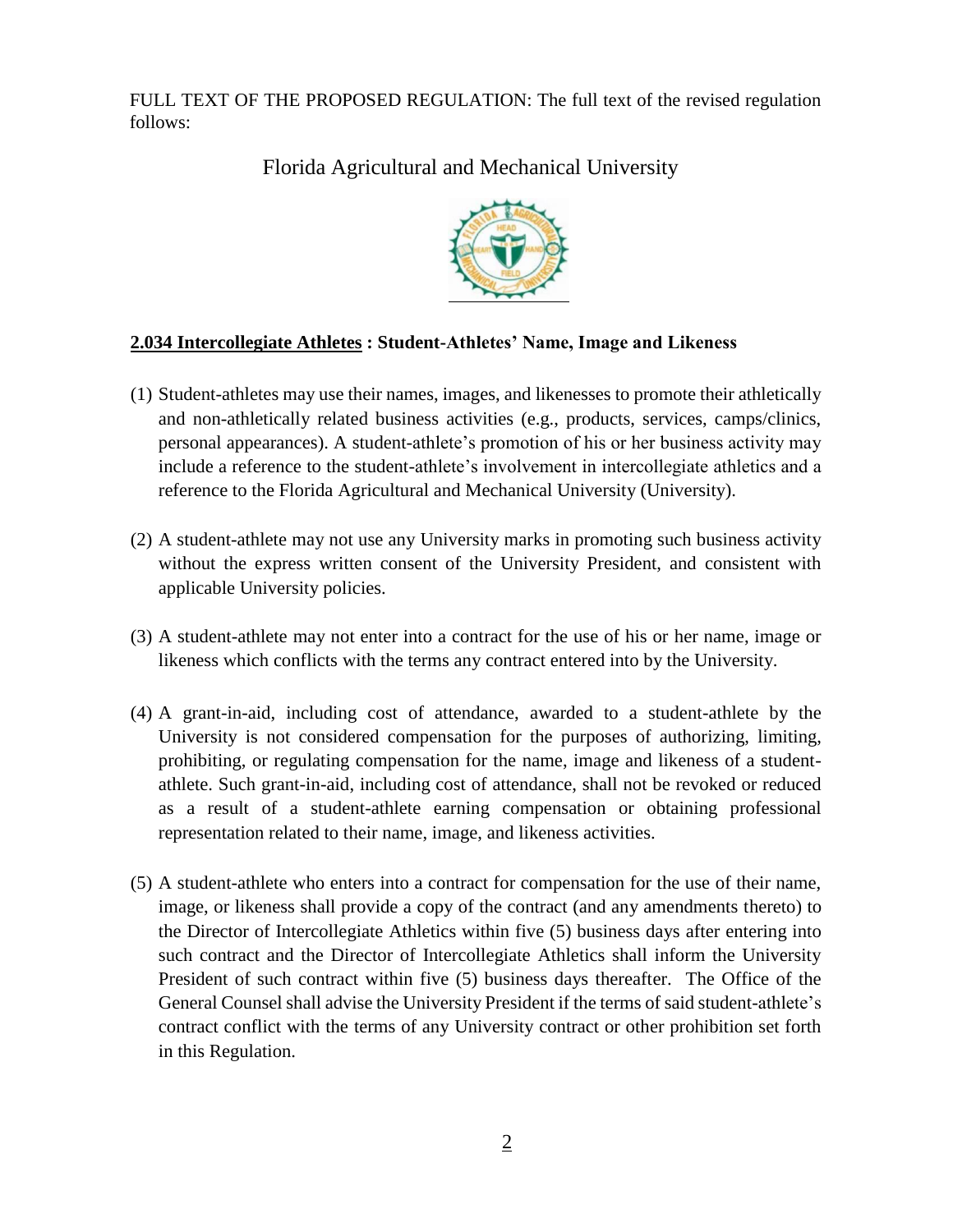FULL TEXT OF THE PROPOSED REGULATION: The full text of the revised regulation follows:

Florida Agricultural and Mechanical University

**2.034 Intercollegiate Athletes : Student-Athletes' Name, Image and Likeness**

(1) Student-athletes may use their names, images, and likenesses to promote their athletically and non-athletically related business activities (e.g., products, services, camps/clinics, personal appearances). A student-athlete's promotion of his or her business activity may include a reference to the student-athlete's involvement in intercollegiate athletics and a reference to the Florida Agricultural and Mechanical University (University).

(2) A student-athlete may not use any University marks in promoting such business activity without the express written consent of the University President, and consistent with applicable University policies.

(3) A student-athlete may not enter into a contract for the use of his or her name, image or likeness which conflicts with the terms any contract entered into by the University.

(4) A grant-in-aid, including cost of attendance, awarded to a student-athlete by the University is not considered compensation for the purposes of authorizing, limiting, prohibiting, or regulating compensation for the name, image and likeness of a student-athlete. Such grant-in-aid, including cost of attendance, shall not be revoked or reduced as a result of a student-athlete earning compensation or obtaining professional representation related to their name, image, and likeness activities.

(5) A student-athlete who enters into a contract for compensation for the use of their name, image, or likeness shall provide a copy of the contract (and any amendments thereto) to the Director of Intercollegiate Athletics within five (5) business days after entering into such contract and the Director of Intercollegiate Athletics shall inform the University President of such contract within five (5) business days thereafter. The Office of the General Counsel shall advise the University President if the terms of said student-athlete's contract conflict with the terms of any University contract or other prohibition set forth in this Regulation.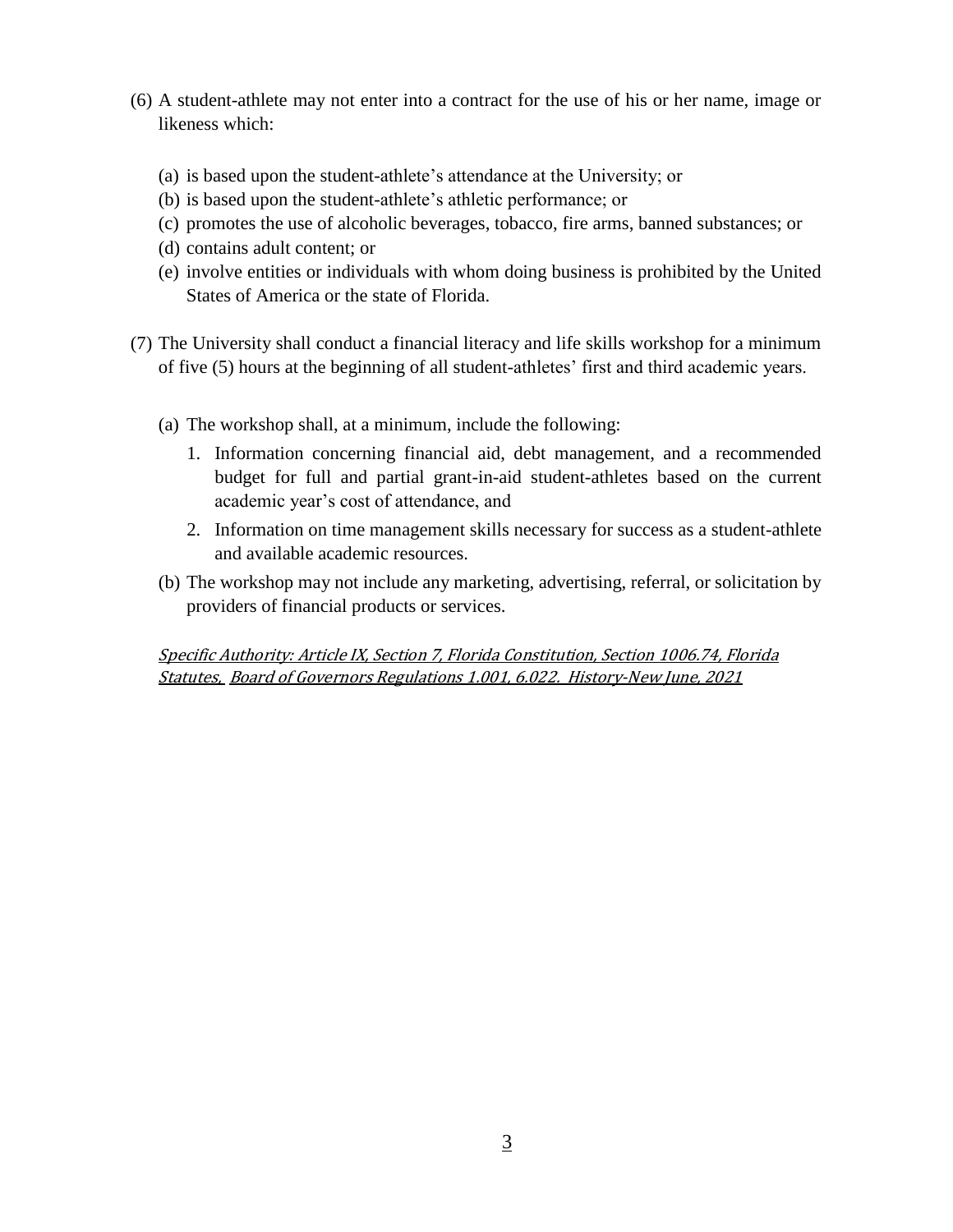(6) A student-athlete may not enter into a contract for the use of his or her name, image or likeness which:

   (a) is based upon the student-athlete's attendance at the University; or
   (b) is based upon the student-athlete's athletic performance; or
   (c) promotes the use of alcoholic beverages, tobacco, fire arms, banned substances; or
   (d) contains adult content; or
   (e) involve entities or individuals with whom doing business is prohibited by the United States of America or the state of Florida.

(7) The University shall conduct a financial literacy and life skills workshop for a minimum of five (5) hours at the beginning of all student-athletes' first and third academic years.

   (a) The workshop shall, at a minimum, include the following:
      1. Information concerning financial aid, debt management, and a recommended budget for full and partial grant-in-aid student-athletes based on the current academic year's cost of attendance, and
      2. Information on time management skills necessary for success as a student-athlete and available academic resources.

   (b) The workshop may not include any marketing, advertising, referral, or solicitation by providers of financial products or services.

*Specific Authority: Article IX, Section 7, Florida Constitution, Section 1006.74, Florida Statutes, Board of Governors Regulations 1.001, 6.022. History-New June, 2021*